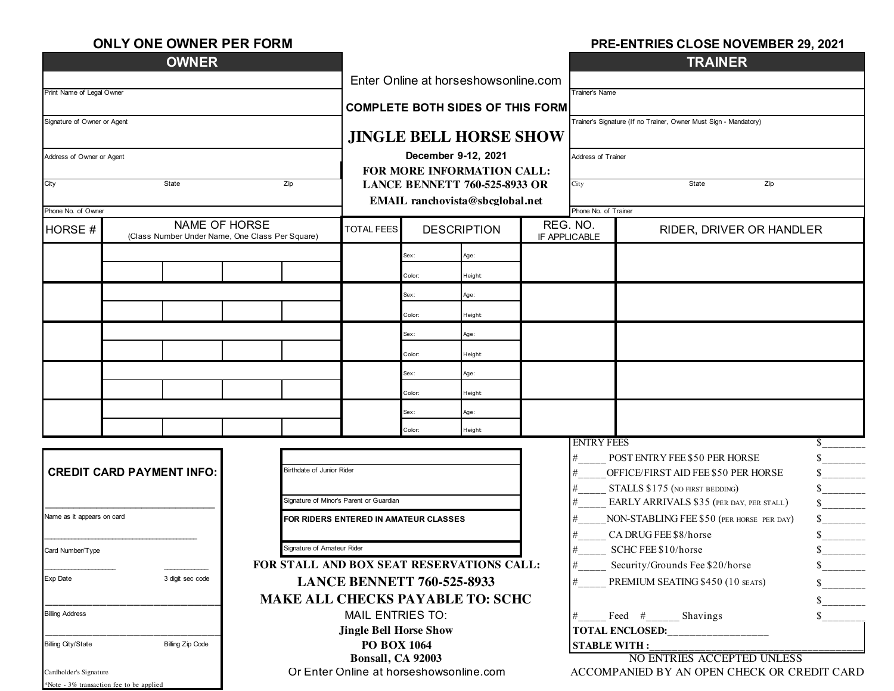**ONLY ONE OWNER PER FORM**

**PRE-ENTRIES CLOSE NOVEMBER 29, 2021**

## OWNER

Print Name of Legal Owner

Signature of Owner or Agent

Address of Owner or Agent

City State Zip

Phone No. of Owner

Enter Online at horseshowsonline.com

**COMPLETE BOTH SIDES OF THIS FORM**

# JINGLE BELL HORSE SHOW

**December 9-12, 2021**

**FOR MORE INFORMATION CALL:**
**LANCE BENNETT 760-525-8933 OR**
**EMAIL ranchovista@sbcglobal.net**

## TRAINER

Trainer's Name

Trainer's Signature (If no Trainer, Owner Must Sign - Mandatory)

Address of Trainer

City State Zip

Phone No. of Trainer

| HORSE # | NAME OF HORSE (Class Number Under Name, One Class Per Square) | | | | TOTAL FEES | DESCRIPTION | | REG. NO. IF APPLICABLE | RIDER, DRIVER OR HANDLER |
|---|---|---|---|---|---|---|---|---|---|
| | | | | | | Sex: | Age: | | |
| | | | | | | Color: | Height | | |
| | | | | | | Sex: | Age: | | |
| | | | | | | Color: | Height | | |
| | | | | | | Sex: | Age: | | |
| | | | | | | Color: | Height | | |
| | | | | | | Sex: | Age: | | |
| | | | | | | Color: | Height | | |
| | | | | | | Sex: | Age: | | |
| | | | | | | Color: | Height | | |

**CREDIT CARD PAYMENT INFO:**

Name as it appears on card

Card Number/Type

Exp Date 3 digit sec code

Billing Address

Billing City/State Billing Zip Code

Cardholder's Signature

*Note - 3% transaction fee to be applied

Birthdate of Junior Rider

Signature of Minor's Parent or Guardian

**FOR RIDERS ENTERED IN AMATEUR CLASSES**

Signature of Amateur Rider

**FOR STALL AND BOX SEAT RESERVATIONS CALL:**
**LANCE BENNETT 760-525-8933**
**MAKE ALL CHECKS PAYABLE TO: SCHC**

MAIL ENTRIES TO:
**Jingle Bell Horse Show**
**PO BOX 1064**
**Bonsall, CA 92003**
Or Enter Online at horseshowsonline.com

| | |
|---|---|
| ENTRY FEES | $________ |
| #_____ POST ENTRY FEE $50 PER HORSE | $________ |
| #_____OFFICE/FIRST AID FEE $50 PER HORSE | $________ |
| #_____ STALLS $175 (NO FIRST BEDDING) | $________ |
| #_____ EARLY ARRIVALS $35 (PER DAY, PER STALL) | $________ |
| #_____NON-STABLING FEE $50 (PER HORSE PER DAY) | $________ |
| #_____ CA DRUG FEE $8/horse | $________ |
| #_____ SCHC FEE $10/horse | $________ |
| #_____ Security/Grounds Fee $20/horse | $________ |
| #_____ PREMIUM SEATING $450 (10 SEATS) | $________ |
| | $________ |
| #_____ Feed #______ Shavings | $________ |

**TOTAL ENCLOSED:___________________**

**STABLE WITH :_______________________________________**

NO ENTRIES ACCEPTED UNLESS ACCOMPANIED BY AN OPEN CHECK OR CREDIT CARD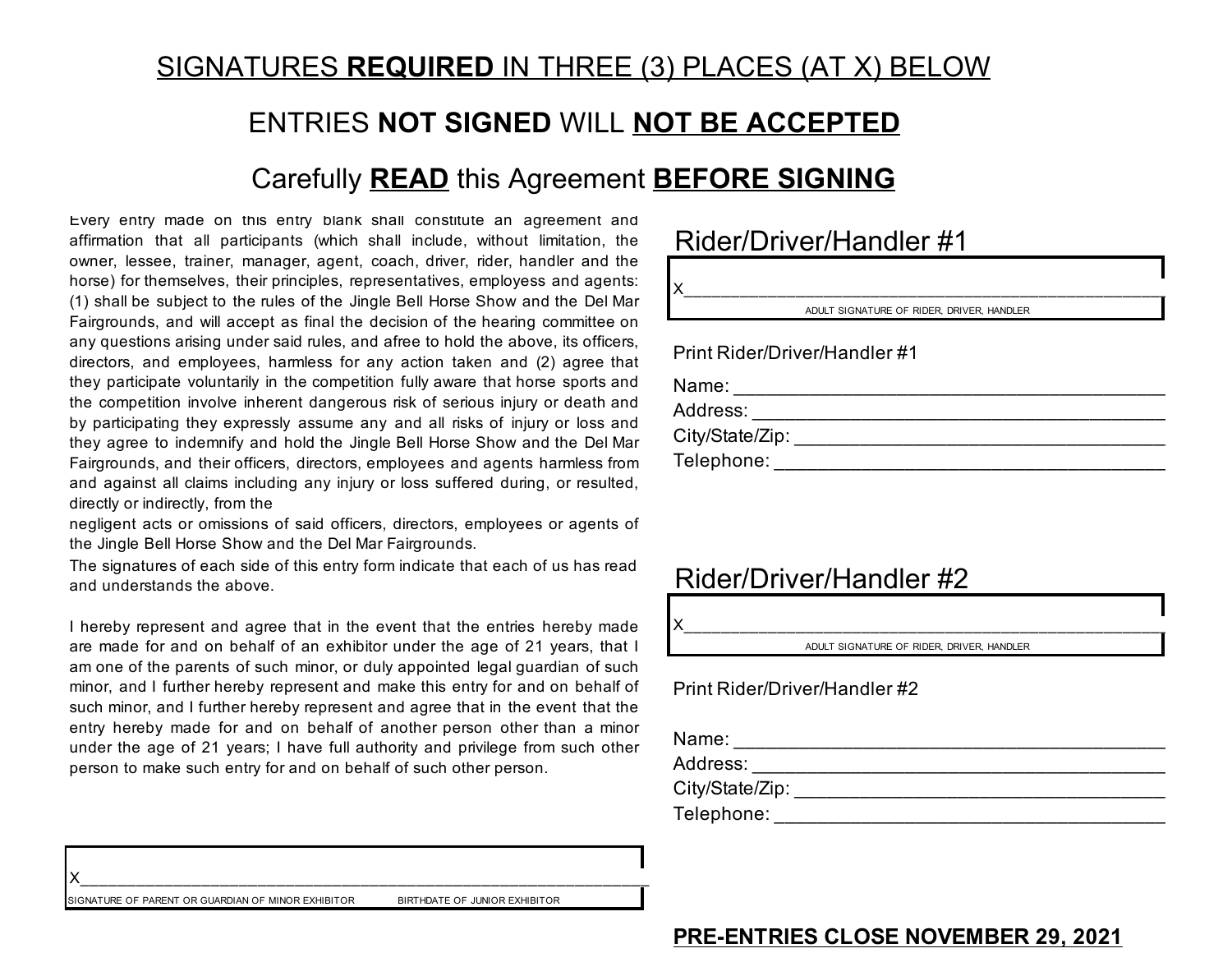SIGNATURES **REQUIRED** IN THREE (3) PLACES (AT X) BELOW

ENTRIES **NOT SIGNED** WILL **NOT BE ACCEPTED**

Carefully **READ** this Agreement **BEFORE SIGNING**

Every entry made on this entry blank shall constitute an agreement and affirmation that all participants (which shall include, without limitation, the owner, lessee, trainer, manager, agent, coach, driver, rider, handler and the horse) for themselves, their principles, representatives, employess and agents: (1) shall be subject to the rules of the Jingle Bell Horse Show and the Del Mar Fairgrounds, and will accept as final the decision of the hearing committee on any questions arising under said rules, and afree to hold the above, its officers, directors, and employees, harmless for any action taken and (2) agree that they participate voluntarily in the competition fully aware that horse sports and the competition involve inherent dangerous risk of serious injury or death and by participating they expressly assume any and all risks of injury or loss and they agree to indemnify and hold the Jingle Bell Horse Show and the Del Mar Fairgrounds, and their officers, directors, employees and agents harmless from and against all claims including any injury or loss suffered during, or resulted, directly or indirectly, from the negligent acts or omissions of said officers, directors, employees or agents of the Jingle Bell Horse Show and the Del Mar Fairgrounds.

The signatures of each side of this entry form indicate that each of us has read and understands the above.

I hereby represent and agree that in the event that the entries hereby made are made for and on behalf of an exhibitor under the age of 21 years, that I am one of the parents of such minor, or duly appointed legal guardian of such minor, and I further hereby represent and make this entry for and on behalf of such minor, and I further hereby represent and agree that in the event that the entry hereby made for and on behalf of another person other than a minor under the age of 21 years; I have full authority and privilege from such other person to make such entry for and on behalf of such other person.

X_______________________________________________

SIGNATURE OF PARENT OR GUARDIAN OF MINOR EXHIBITOR BIRTHDATE OF JUNIOR EXHIBITOR

## Rider/Driver/Handler #1

X_______________________________________________

ADULT SIGNATURE OF RIDER, DRIVER, HANDLER

Print Rider/Driver/Handler #1

Name: _______________________________________

Address: _____________________________________

City/State/Zip: ________________________________

Telephone: ___________________________________

## Rider/Driver/Handler #2

X_______________________________________________

ADULT SIGNATURE OF RIDER, DRIVER, HANDLER

Print Rider/Driver/Handler #2

Name: _______________________________________

Address: _____________________________________

City/State/Zip: ________________________________

Telephone: ___________________________________

**PRE-ENTRIES CLOSE NOVEMBER 29, 2021**